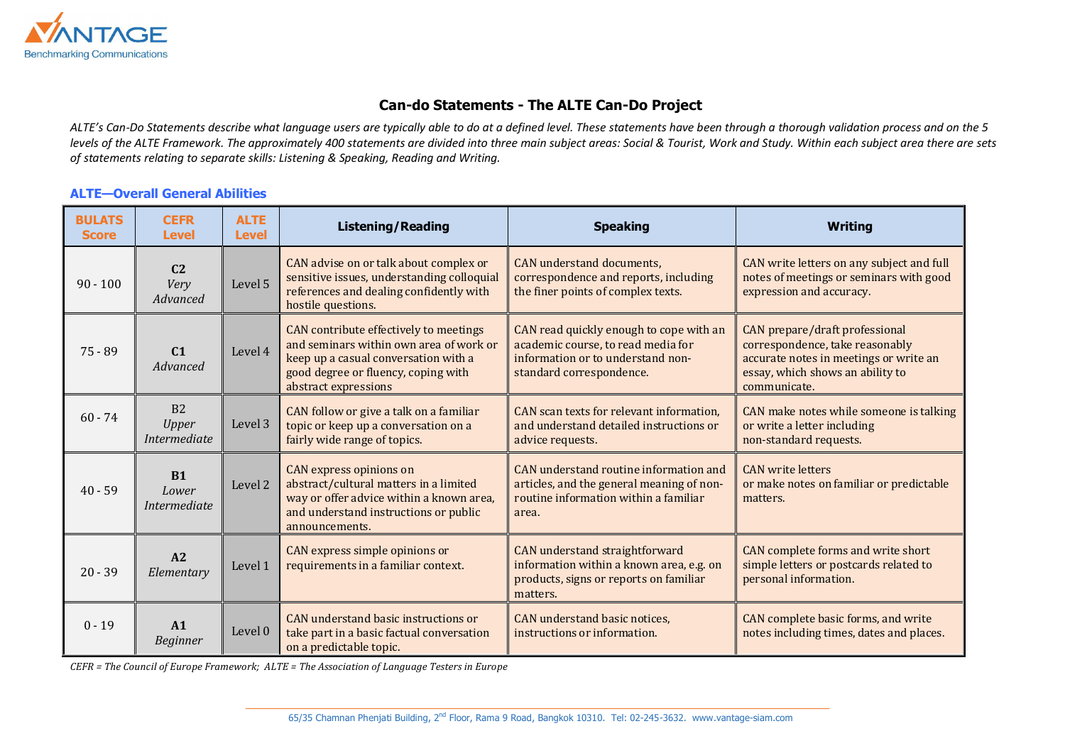VANTAGE
Benchmarking Communications

## Can-do Statements - The ALTE Can-Do Project

*ALTE's Can-Do Statements describe what language users are typically able to do at a defined level. These statements have been through a thorough validation process and on the 5 levels of the ALTE Framework. The approximately 400 statements are divided into three main subject areas: Social & Tourist, Work and Study. Within each subject area there are sets of statements relating to separate skills: Listening & Speaking, Reading and Writing.*

### ALTE—Overall General Abilities

| BULATS Score | CEFR Level | ALTE Level | Listening/Reading | Speaking | Writing |
|---|---|---|---|---|---|
| 90 - 100 | **C2** *Very Advanced* | Level 5 | CAN advise on or talk about complex or sensitive issues, understanding colloquial references and dealing confidently with hostile questions. | CAN understand documents, correspondence and reports, including the finer points of complex texts. | CAN write letters on any subject and full notes of meetings or seminars with good expression and accuracy. |
| 75 - 89 | **C1** *Advanced* | Level 4 | CAN contribute effectively to meetings and seminars within own area of work or keep up a casual conversation with a good degree or fluency, coping with abstract expressions | CAN read quickly enough to cope with an academic course, to read media for information or to understand non-standard correspondence. | CAN prepare/draft professional correspondence, take reasonably accurate notes in meetings or write an essay, which shows an ability to communicate. |
| 60 - 74 | B2 *Upper Intermediate* | Level 3 | CAN follow or give a talk on a familiar topic or keep up a conversation on a fairly wide range of topics. | CAN scan texts for relevant information, and understand detailed instructions or advice requests. | CAN make notes while someone is talking or write a letter including non-standard requests. |
| 40 - 59 | **B1** *Lower Intermediate* | Level 2 | CAN express opinions on abstract/cultural matters in a limited way or offer advice within a known area, and understand instructions or public announcements. | CAN understand routine information and articles, and the general meaning of non-routine information within a familiar area. | CAN write letters or make notes on familiar or predictable matters. |
| 20 - 39 | **A2** *Elementary* | Level 1 | CAN express simple opinions or requirements in a familiar context. | CAN understand straightforward information within a known area, e.g. on products, signs or reports on familiar matters. | CAN complete forms and write short simple letters or postcards related to personal information. |
| 0 - 19 | **A1** *Beginner* | Level 0 | CAN understand basic instructions or take part in a basic factual conversation on a predictable topic. | CAN understand basic notices, instructions or information. | CAN complete basic forms, and write notes including times, dates and places. |

*CEFR = The Council of Europe Framework; ALTE = The Association of Language Testers in Europe*

65/35 Chamnan Phenjati Building, 2nd Floor, Rama 9 Road, Bangkok 10310. Tel: 02-245-3632. www.vantage-siam.com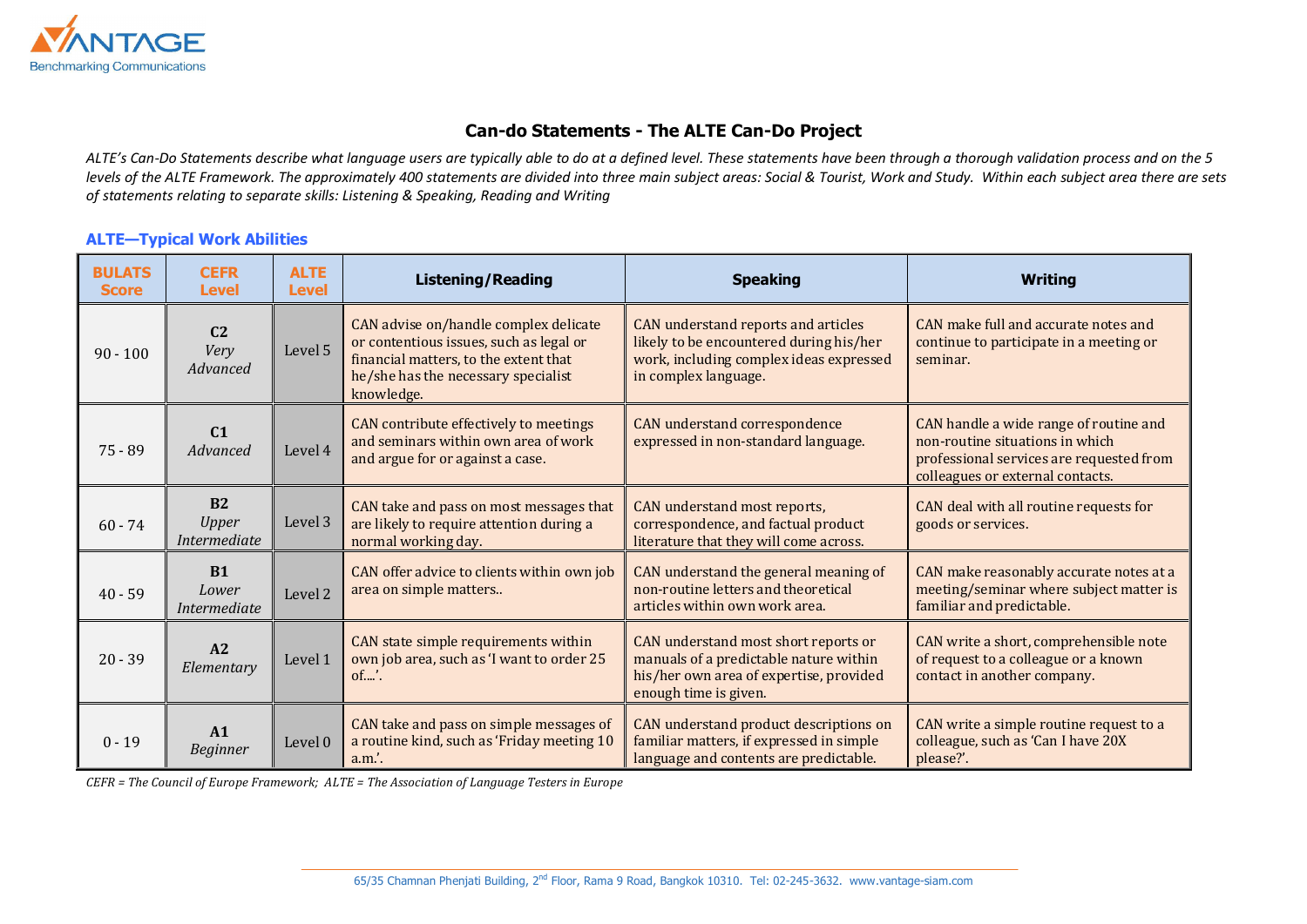## Can-do Statements - The ALTE Can-Do Project

*ALTE's Can-Do Statements describe what language users are typically able to do at a defined level. These statements have been through a thorough validation process and on the 5 levels of the ALTE Framework. The approximately 400 statements are divided into three main subject areas: Social & Tourist, Work and Study. Within each subject area there are sets of statements relating to separate skills: Listening & Speaking, Reading and Writing*

### ALTE—Typical Work Abilities

| BULATS Score | CEFR Level | ALTE Level | Listening/Reading | Speaking | Writing |
|---|---|---|---|---|---|
| 90 - 100 | **C2** *Very Advanced* | Level 5 | CAN advise on/handle complex delicate or contentious issues, such as legal or financial matters, to the extent that he/she has the necessary specialist knowledge. | CAN understand reports and articles likely to be encountered during his/her work, including complex ideas expressed in complex language. | CAN make full and accurate notes and continue to participate in a meeting or seminar. |
| 75 - 89 | **C1** *Advanced* | Level 4 | CAN contribute effectively to meetings and seminars within own area of work and argue for or against a case. | CAN understand correspondence expressed in non-standard language. | CAN handle a wide range of routine and non-routine situations in which professional services are requested from colleagues or external contacts. |
| 60 - 74 | **B2** *Upper Intermediate* | Level 3 | CAN take and pass on most messages that are likely to require attention during a normal working day. | CAN understand most reports, correspondence, and factual product literature that they will come across. | CAN deal with all routine requests for goods or services. |
| 40 - 59 | **B1** *Lower Intermediate* | Level 2 | CAN offer advice to clients within own job area on simple matters.. | CAN understand the general meaning of non-routine letters and theoretical articles within own work area. | CAN make reasonably accurate notes at a meeting/seminar where subject matter is familiar and predictable. |
| 20 - 39 | **A2** *Elementary* | Level 1 | CAN state simple requirements within own job area, such as 'I want to order 25 of....'. | CAN understand most short reports or manuals of a predictable nature within his/her own area of expertise, provided enough time is given. | CAN write a short, comprehensible note of request to a colleague or a known contact in another company. |
| 0 - 19 | **A1** *Beginner* | Level 0 | CAN take and pass on simple messages of a routine kind, such as 'Friday meeting 10 a.m.'. | CAN understand product descriptions on familiar matters, if expressed in simple language and contents are predictable. | CAN write a simple routine request to a colleague, such as 'Can I have 20X please?'. |

*CEFR = The Council of Europe Framework; ALTE = The Association of Language Testers in Europe*